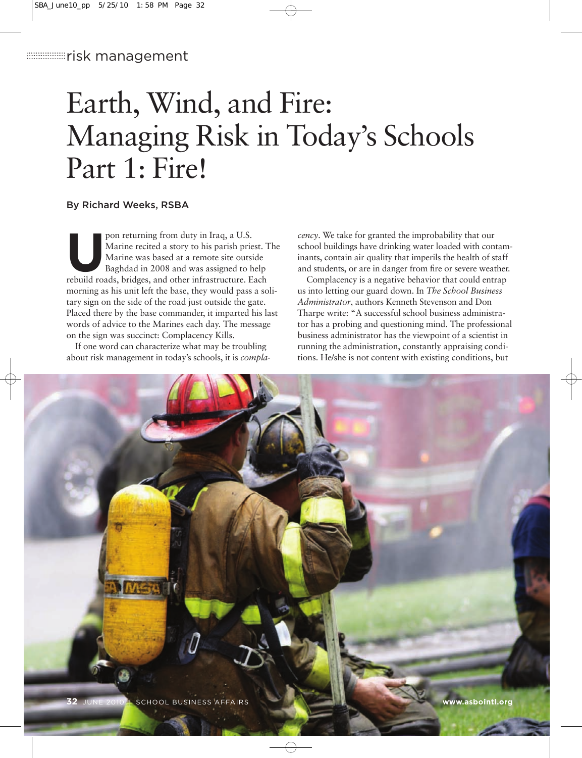risk management

# Earth, Wind, and Fire: Managing Risk in Today's Schools Part 1: Fire!

By Richard Weeks, RSBA

Upon returning from duty in Iraq, a U.S. Marine recited a story to his parish priest. The Marine was based at a remote site outside Baghdad in 2008 and was assigned to help rebuild roads, bridges, and other infrastructure. Each morning as his unit left the base, they would pass a solitary sign on the side of the road just outside the gate. Placed there by the base commander, it imparted his last words of advice to the Marines each day. The message on the sign was succinct: Complacency Kills.

If one word can characterize what may be troubling about risk management in today's schools, it is *complacency*. We take for granted the improbability that our school buildings have drinking water loaded with contaminants, contain air quality that imperils the health of staff and students, or are in danger from fire or severe weather.

Complacency is a negative behavior that could entrap us into letting our guard down. In *The School Business Administrator*, authors Kenneth Stevenson and Don Tharpe write: "A successful school business administrator has a probing and questioning mind. The professional business administrator has the viewpoint of a scientist in running the administration, constantly appraising conditions. He/she is not content with existing conditions, but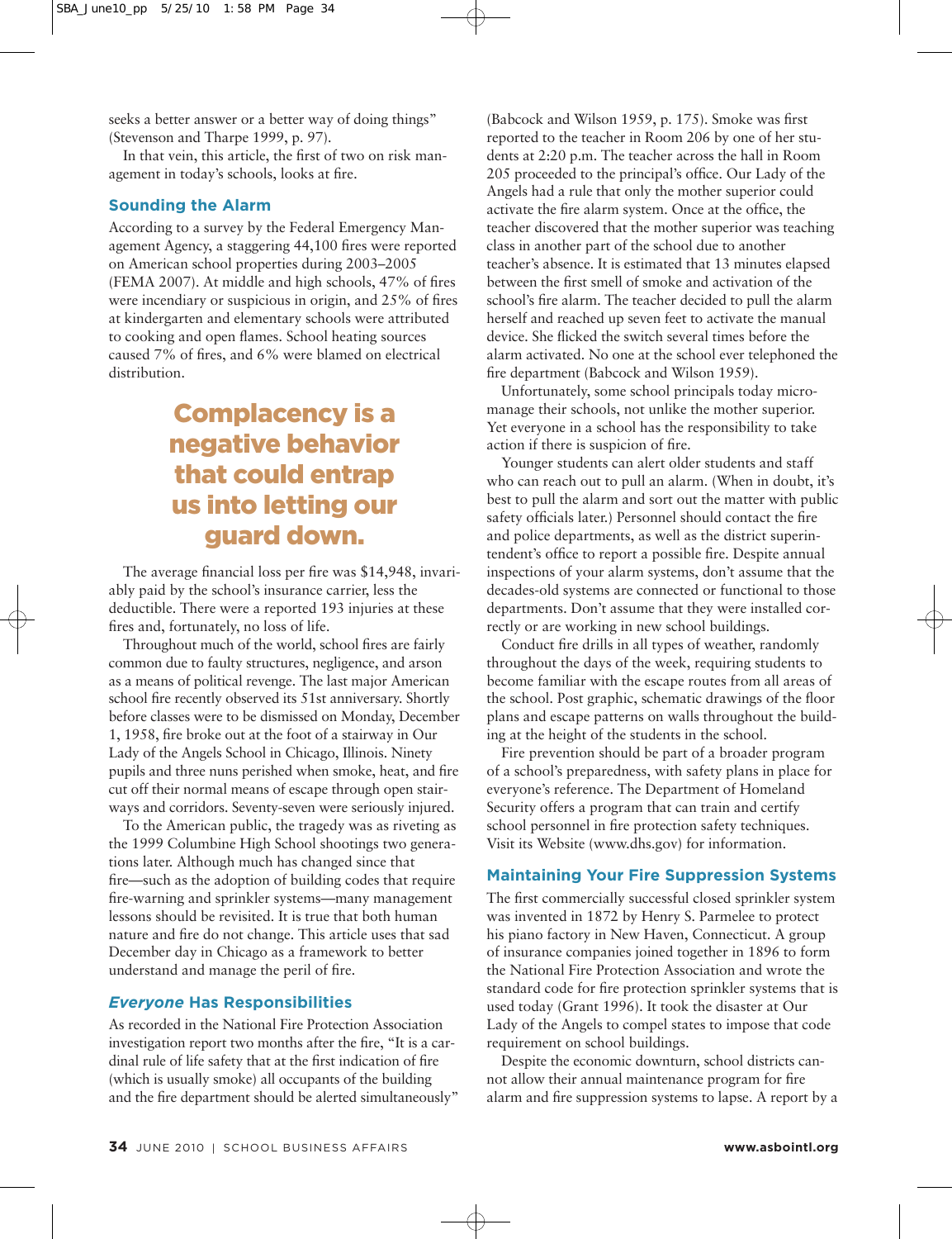seeks a better answer or a better way of doing things" (Stevenson and Tharpe 1999, p. 97).

In that vein, this article, the first of two on risk management in today's schools, looks at fire.

## Sounding the Alarm

According to a survey by the Federal Emergency Management Agency, a staggering 44,100 fires were reported on American school properties during 2003–2005 (FEMA 2007). At middle and high schools, 47% of fires were incendiary or suspicious in origin, and 25% of fires at kindergarten and elementary schools were attributed to cooking and open flames. School heating sources caused 7% of fires, and 6% were blamed on electrical distribution.

**Complacency is a negative behavior that could entrap us into letting our guard down.**

The average financial loss per fire was $14,948, invariably paid by the school's insurance carrier, less the deductible. There were a reported 193 injuries at these fires and, fortunately, no loss of life.

Throughout much of the world, school fires are fairly common due to faulty structures, negligence, and arson as a means of political revenge. The last major American school fire recently observed its 51st anniversary. Shortly before classes were to be dismissed on Monday, December 1, 1958, fire broke out at the foot of a stairway in Our Lady of the Angels School in Chicago, Illinois. Ninety pupils and three nuns perished when smoke, heat, and fire cut off their normal means of escape through open stairways and corridors. Seventy-seven were seriously injured.

To the American public, the tragedy was as riveting as the 1999 Columbine High School shootings two generations later. Although much has changed since that fire—such as the adoption of building codes that require fire-warning and sprinkler systems—many management lessons should be revisited. It is true that both human nature and fire do not change. This article uses that sad December day in Chicago as a framework to better understand and manage the peril of fire.

## *Everyone* Has Responsibilities

As recorded in the National Fire Protection Association investigation report two months after the fire, "It is a cardinal rule of life safety that at the first indication of fire (which is usually smoke) all occupants of the building and the fire department should be alerted simultaneously" (Babcock and Wilson 1959, p. 175). Smoke was first reported to the teacher in Room 206 by one of her students at 2:20 p.m. The teacher across the hall in Room 205 proceeded to the principal's office. Our Lady of the Angels had a rule that only the mother superior could activate the fire alarm system. Once at the office, the teacher discovered that the mother superior was teaching class in another part of the school due to another teacher's absence. It is estimated that 13 minutes elapsed between the first smell of smoke and activation of the school's fire alarm. The teacher decided to pull the alarm herself and reached up seven feet to activate the manual device. She flicked the switch several times before the alarm activated. No one at the school ever telephoned the fire department (Babcock and Wilson 1959).

Unfortunately, some school principals today micromanage their schools, not unlike the mother superior. Yet everyone in a school has the responsibility to take action if there is suspicion of fire.

Younger students can alert older students and staff who can reach out to pull an alarm. (When in doubt, it's best to pull the alarm and sort out the matter with public safety officials later.) Personnel should contact the fire and police departments, as well as the district superintendent's office to report a possible fire. Despite annual inspections of your alarm systems, don't assume that the decades-old systems are connected or functional to those departments. Don't assume that they were installed correctly or are working in new school buildings.

Conduct fire drills in all types of weather, randomly throughout the days of the week, requiring students to become familiar with the escape routes from all areas of the school. Post graphic, schematic drawings of the floor plans and escape patterns on walls throughout the building at the height of the students in the school.

Fire prevention should be part of a broader program of a school's preparedness, with safety plans in place for everyone's reference. The Department of Homeland Security offers a program that can train and certify school personnel in fire protection safety techniques. Visit its Website (www.dhs.gov) for information.

## Maintaining Your Fire Suppression Systems

The first commercially successful closed sprinkler system was invented in 1872 by Henry S. Parmelee to protect his piano factory in New Haven, Connecticut. A group of insurance companies joined together in 1896 to form the National Fire Protection Association and wrote the standard code for fire protection sprinkler systems that is used today (Grant 1996). It took the disaster at Our Lady of the Angels to compel states to impose that code requirement on school buildings.

Despite the economic downturn, school districts cannot allow their annual maintenance program for fire alarm and fire suppression systems to lapse. A report by a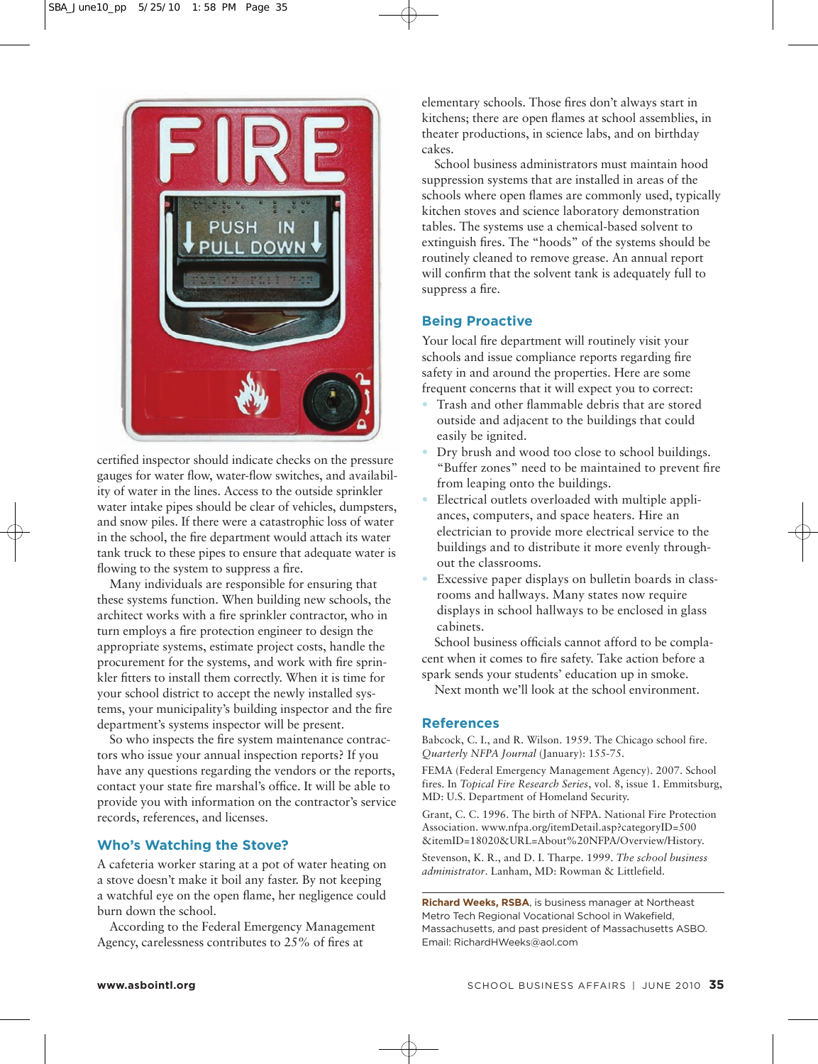certified inspector should indicate checks on the pressure gauges for water flow, water-flow switches, and availability of water in the lines. Access to the outside sprinkler water intake pipes should be clear of vehicles, dumpsters, and snow piles. If there were a catastrophic loss of water in the school, the fire department would attach its water tank truck to these pipes to ensure that adequate water is flowing to the system to suppress a fire.

Many individuals are responsible for ensuring that these systems function. When building new schools, the architect works with a fire sprinkler contractor, who in turn employs a fire protection engineer to design the appropriate systems, estimate project costs, handle the procurement for the systems, and work with fire sprinkler fitters to install them correctly. When it is time for your school district to accept the newly installed systems, your municipality's building inspector and the fire department's systems inspector will be present.

So who inspects the fire system maintenance contractors who issue your annual inspection reports? If you have any questions regarding the vendors or the reports, contact your state fire marshal's office. It will be able to provide you with information on the contractor's service records, references, and licenses.

## Who's Watching the Stove?

A cafeteria worker staring at a pot of water heating on a stove doesn't make it boil any faster. By not keeping a watchful eye on the open flame, her negligence could burn down the school.

According to the Federal Emergency Management Agency, carelessness contributes to 25% of fires at elementary schools. Those fires don't always start in kitchens; there are open flames at school assemblies, in theater productions, in science labs, and on birthday cakes.

School business administrators must maintain hood suppression systems that are installed in areas of the schools where open flames are commonly used, typically kitchen stoves and science laboratory demonstration tables. The systems use a chemical-based solvent to extinguish fires. The "hoods" of the systems should be routinely cleaned to remove grease. An annual report will confirm that the solvent tank is adequately full to suppress a fire.

## Being Proactive

Your local fire department will routinely visit your schools and issue compliance reports regarding fire safety in and around the properties. Here are some frequent concerns that it will expect you to correct:

- Trash and other flammable debris that are stored outside and adjacent to the buildings that could easily be ignited.
- Dry brush and wood too close to school buildings. "Buffer zones" need to be maintained to prevent fire from leaping onto the buildings.
- Electrical outlets overloaded with multiple appliances, computers, and space heaters. Hire an electrician to provide more electrical service to the buildings and to distribute it more evenly throughout the classrooms.
- Excessive paper displays on bulletin boards in classrooms and hallways. Many states now require displays in school hallways to be enclosed in glass cabinets.

School business officials cannot afford to be complacent when it comes to fire safety. Take action before a spark sends your students' education up in smoke.

Next month we'll look at the school environment.

## References

Babcock, C. I., and R. Wilson. 1959. The Chicago school fire. *Quarterly NFPA Journal* (January): 155-75.

FEMA (Federal Emergency Management Agency). 2007. School fires. In *Topical Fire Research Series*, vol. 8, issue 1. Emmitsburg, MD: U.S. Department of Homeland Security.

Grant, C. C. 1996. The birth of NFPA. National Fire Protection Association. www.nfpa.org/itemDetail.asp?categoryID=500&itemID=18020&URL=About%20NFPA/Overview/History.

Stevenson, K. R., and D. I. Tharpe. 1999. *The school business administrator*. Lanham, MD: Rowman & Littlefield.

**Richard Weeks, RSBA**, is business manager at Northeast Metro Tech Regional Vocational School in Wakefield, Massachusetts, and past president of Massachusetts ASBO. Email: RichardHWeeks@aol.com